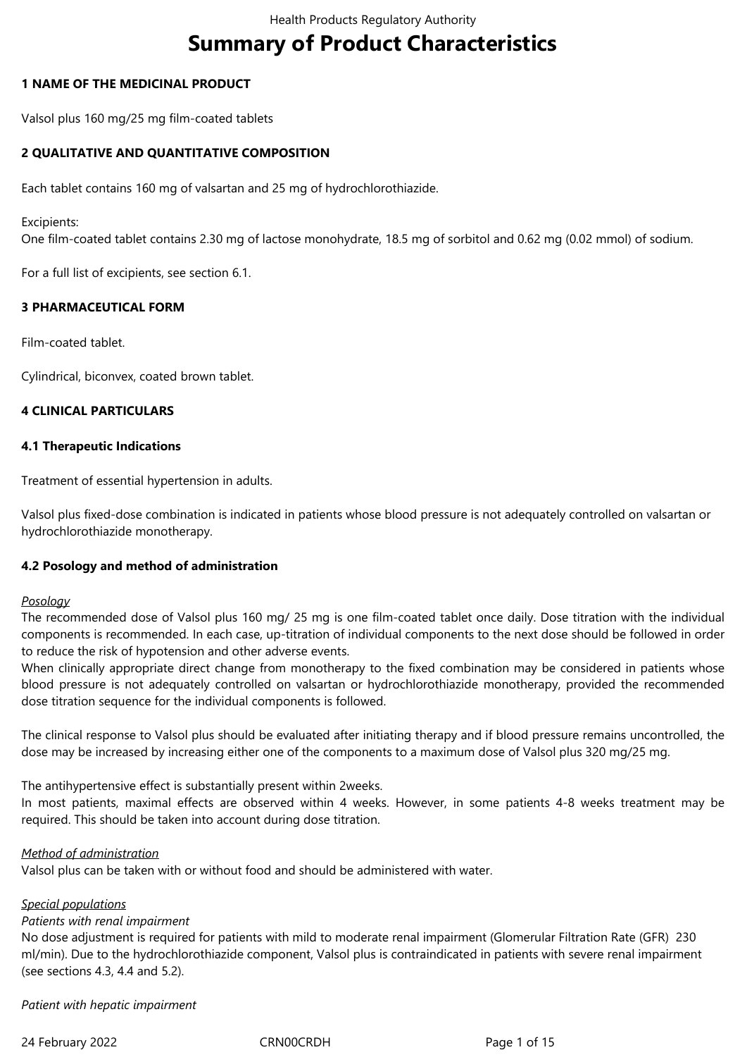# Summary of Product Characteristics

## 1 NAME OF THE MEDICINAL PRODUCT

Valsol plus 160 mg/25 mg film-coated tablets

## 2 QUALITATIVE AND QUANTITATIVE COMPOSITION

Each tablet contains 160 mg of valsartan and 25 mg of hydrochlorothiazide.

Excipients:
One film-coated tablet contains 2.30 mg of lactose monohydrate, 18.5 mg of sorbitol and 0.62 mg (0.02 mmol) of sodium.

For a full list of excipients, see section 6.1.

## 3 PHARMACEUTICAL FORM

Film-coated tablet.

Cylindrical, biconvex, coated brown tablet.

## 4 CLINICAL PARTICULARS

### 4.1 Therapeutic Indications

Treatment of essential hypertension in adults.

Valsol plus fixed-dose combination is indicated in patients whose blood pressure is not adequately controlled on valsartan or hydrochlorothiazide monotherapy.

### 4.2 Posology and method of administration

*Posology*
The recommended dose of Valsol plus 160 mg/ 25 mg is one film-coated tablet once daily. Dose titration with the individual components is recommended. In each case, up-titration of individual components to the next dose should be followed in order to reduce the risk of hypotension and other adverse events.
When clinically appropriate direct change from monotherapy to the fixed combination may be considered in patients whose blood pressure is not adequately controlled on valsartan or hydrochlorothiazide monotherapy, provided the recommended dose titration sequence for the individual components is followed.

The clinical response to Valsol plus should be evaluated after initiating therapy and if blood pressure remains uncontrolled, the dose may be increased by increasing either one of the components to a maximum dose of Valsol plus 320 mg/25 mg.

The antihypertensive effect is substantially present within 2weeks.
In most patients, maximal effects are observed within 4 weeks. However, in some patients 4-8 weeks treatment may be required. This should be taken into account during dose titration.

*Method of administration*
Valsol plus can be taken with or without food and should be administered with water.

*Special populations*
*Patients with renal impairment*
No dose adjustment is required for patients with mild to moderate renal impairment (Glomerular Filtration Rate (GFR) ≥30 ml/min). Due to the hydrochlorothiazide component, Valsol plus is contraindicated in patients with severe renal impairment (see sections 4.3, 4.4 and 5.2).

*Patient with hepatic impairment*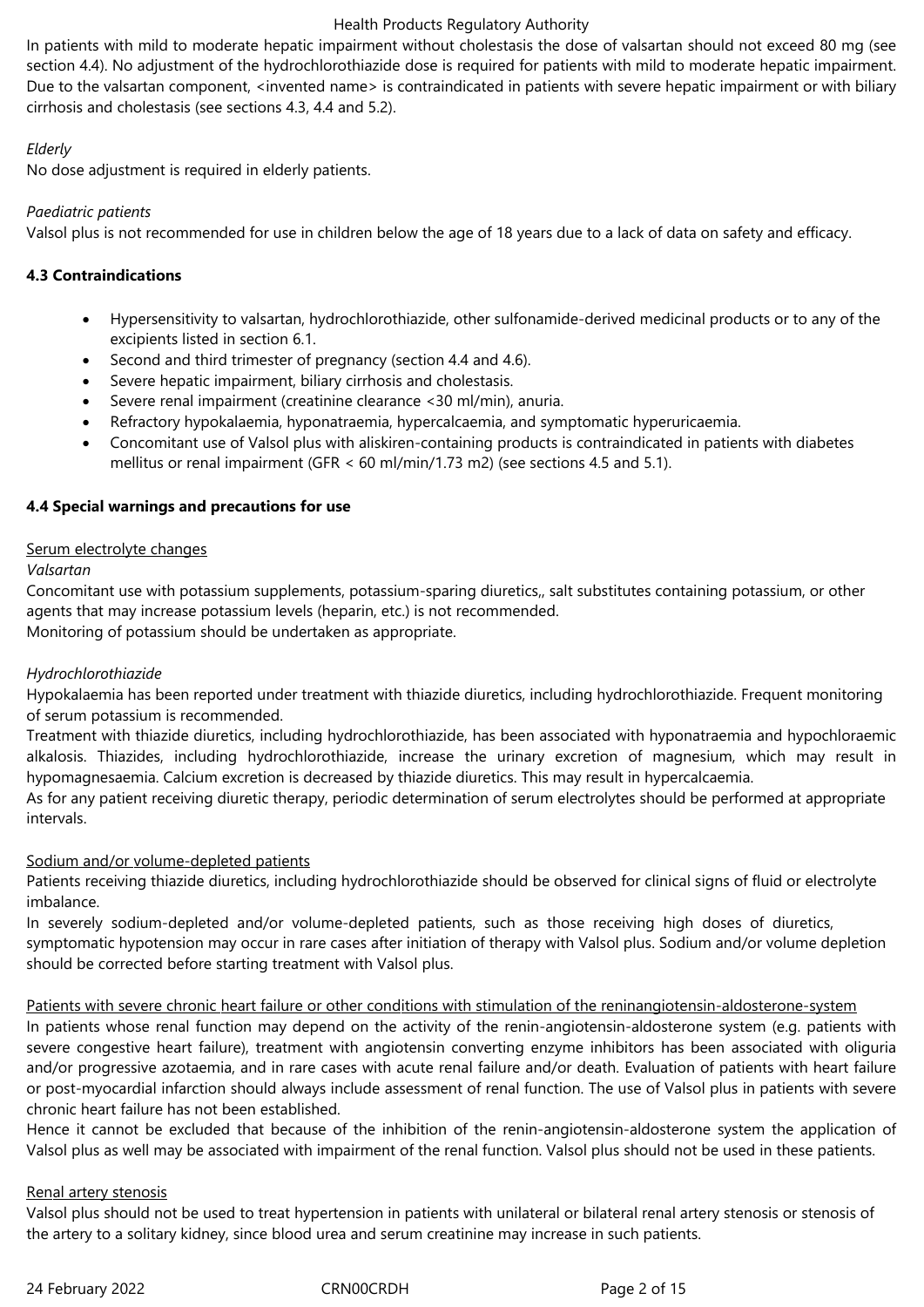In patients with mild to moderate hepatic impairment without cholestasis the dose of valsartan should not exceed 80 mg (see section 4.4). No adjustment of the hydrochlorothiazide dose is required for patients with mild to moderate hepatic impairment. Due to the valsartan component, <invented name> is contraindicated in patients with severe hepatic impairment or with biliary cirrhosis and cholestasis (see sections 4.3, 4.4 and 5.2).

*Elderly*

No dose adjustment is required in elderly patients.

*Paediatric patients*

Valsol plus is not recommended for use in children below the age of 18 years due to a lack of data on safety and efficacy.

**4.3 Contraindications**

- Hypersensitivity to valsartan, hydrochlorothiazide, other sulfonamide-derived medicinal products or to any of the excipients listed in section 6.1.
- Second and third trimester of pregnancy (section 4.4 and 4.6).
- Severe hepatic impairment, biliary cirrhosis and cholestasis.
- Severe renal impairment (creatinine clearance <30 ml/min), anuria.
- Refractory hypokalaemia, hyponatraemia, hypercalcaemia, and symptomatic hyperuricaemia.
- Concomitant use of Valsol plus with aliskiren-containing products is contraindicated in patients with diabetes mellitus or renal impairment (GFR < 60 ml/min/1.73 m2) (see sections 4.5 and 5.1).

**4.4 Special warnings and precautions for use**

Serum electrolyte changes

*Valsartan*

Concomitant use with potassium supplements, potassium-sparing diuretics,, salt substitutes containing potassium, or other agents that may increase potassium levels (heparin, etc.) is not recommended.
Monitoring of potassium should be undertaken as appropriate.

*Hydrochlorothiazide*

Hypokalaemia has been reported under treatment with thiazide diuretics, including hydrochlorothiazide. Frequent monitoring of serum potassium is recommended.
Treatment with thiazide diuretics, including hydrochlorothiazide, has been associated with hyponatraemia and hypochloraemic alkalosis. Thiazides, including hydrochlorothiazide, increase the urinary excretion of magnesium, which may result in hypomagnesaemia. Calcium excretion is decreased by thiazide diuretics. This may result in hypercalcaemia.
As for any patient receiving diuretic therapy, periodic determination of serum electrolytes should be performed at appropriate intervals.

Sodium and/or volume-depleted patients

Patients receiving thiazide diuretics, including hydrochlorothiazide should be observed for clinical signs of fluid or electrolyte imbalance.
In severely sodium-depleted and/or volume-depleted patients, such as those receiving high doses of diuretics, symptomatic hypotension may occur in rare cases after initiation of therapy with Valsol plus. Sodium and/or volume depletion should be corrected before starting treatment with Valsol plus.

Patients with severe chronic heart failure or other conditions with stimulation of the reninangiotensin-aldosterone-system

In patients whose renal function may depend on the activity of the renin-angiotensin-aldosterone system (e.g. patients with severe congestive heart failure), treatment with angiotensin converting enzyme inhibitors has been associated with oliguria and/or progressive azotaemia, and in rare cases with acute renal failure and/or death. Evaluation of patients with heart failure or post-myocardial infarction should always include assessment of renal function. The use of Valsol plus in patients with severe chronic heart failure has not been established.
Hence it cannot be excluded that because of the inhibition of the renin-angiotensin-aldosterone system the application of Valsol plus as well may be associated with impairment of the renal function. Valsol plus should not be used in these patients.

Renal artery stenosis

Valsol plus should not be used to treat hypertension in patients with unilateral or bilateral renal artery stenosis or stenosis of the artery to a solitary kidney, since blood urea and serum creatinine may increase in such patients.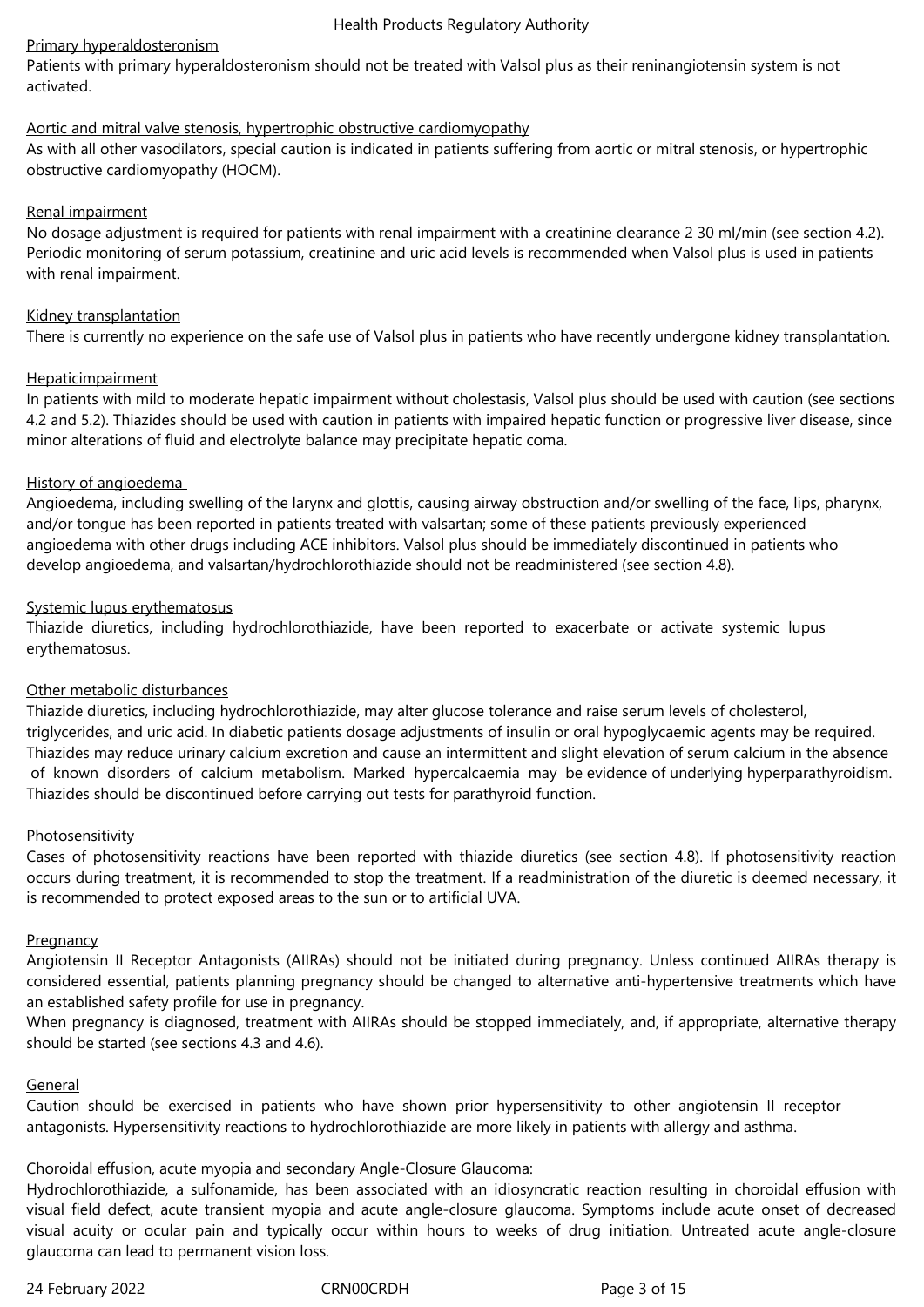Primary hyperaldosteronism

Patients with primary hyperaldosteronism should not be treated with Valsol plus as their reninangiotensin system is not activated.

Aortic and mitral valve stenosis, hypertrophic obstructive cardiomyopathy

As with all other vasodilators, special caution is indicated in patients suffering from aortic or mitral stenosis, or hypertrophic obstructive cardiomyopathy (HOCM).

Renal impairment

No dosage adjustment is required for patients with renal impairment with a creatinine clearance 2 30 ml/min (see section 4.2). Periodic monitoring of serum potassium, creatinine and uric acid levels is recommended when Valsol plus is used in patients with renal impairment.

Kidney transplantation

There is currently no experience on the safe use of Valsol plus in patients who have recently undergone kidney transplantation.

Hepaticimpairment

In patients with mild to moderate hepatic impairment without cholestasis, Valsol plus should be used with caution (see sections 4.2 and 5.2). Thiazides should be used with caution in patients with impaired hepatic function or progressive liver disease, since minor alterations of fluid and electrolyte balance may precipitate hepatic coma.

History of angioedema

Angioedema, including swelling of the larynx and glottis, causing airway obstruction and/or swelling of the face, lips, pharynx, and/or tongue has been reported in patients treated with valsartan; some of these patients previously experienced angioedema with other drugs including ACE inhibitors. Valsol plus should be immediately discontinued in patients who develop angioedema, and valsartan/hydrochlorothiazide should not be readministered (see section 4.8).

Systemic lupus erythematosus

Thiazide diuretics, including hydrochlorothiazide, have been reported to exacerbate or activate systemic lupus erythematosus.

Other metabolic disturbances

Thiazide diuretics, including hydrochlorothiazide, may alter glucose tolerance and raise serum levels of cholesterol, triglycerides, and uric acid. In diabetic patients dosage adjustments of insulin or oral hypoglycaemic agents may be required. Thiazides may reduce urinary calcium excretion and cause an intermittent and slight elevation of serum calcium in the absence of known disorders of calcium metabolism. Marked hypercalcaemia may be evidence of underlying hyperparathyroidism. Thiazides should be discontinued before carrying out tests for parathyroid function.

Photosensitivity

Cases of photosensitivity reactions have been reported with thiazide diuretics (see section 4.8). If photosensitivity reaction occurs during treatment, it is recommended to stop the treatment. If a readministration of the diuretic is deemed necessary, it is recommended to protect exposed areas to the sun or to artificial UVA.

Pregnancy

Angiotensin II Receptor Antagonists (AIIRAs) should not be initiated during pregnancy. Unless continued AIIRAs therapy is considered essential, patients planning pregnancy should be changed to alternative anti-hypertensive treatments which have an established safety profile for use in pregnancy.

When pregnancy is diagnosed, treatment with AIIRAs should be stopped immediately, and, if appropriate, alternative therapy should be started (see sections 4.3 and 4.6).

General

Caution should be exercised in patients who have shown prior hypersensitivity to other angiotensin II receptor antagonists. Hypersensitivity reactions to hydrochlorothiazide are more likely in patients with allergy and asthma.

Choroidal effusion, acute myopia and secondary Angle-Closure Glaucoma:

Hydrochlorothiazide, a sulfonamide, has been associated with an idiosyncratic reaction resulting in choroidal effusion with visual field defect, acute transient myopia and acute angle-closure glaucoma. Symptoms include acute onset of decreased visual acuity or ocular pain and typically occur within hours to weeks of drug initiation. Untreated acute angle-closure glaucoma can lead to permanent vision loss.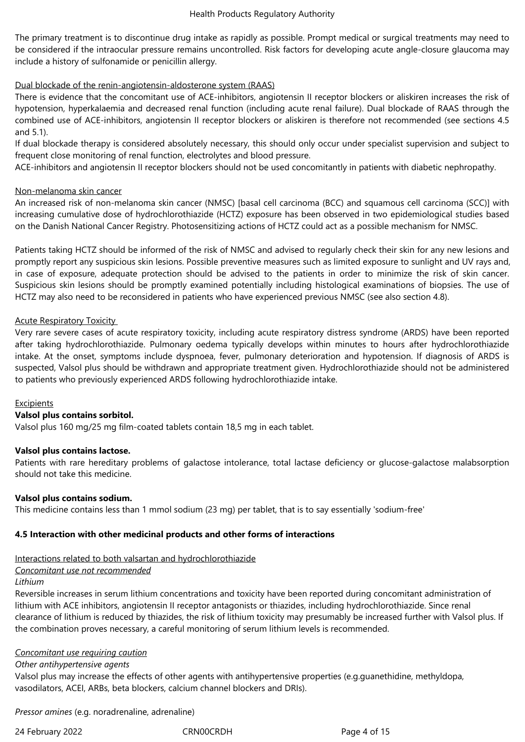The primary treatment is to discontinue drug intake as rapidly as possible. Prompt medical or surgical treatments may need to be considered if the intraocular pressure remains uncontrolled. Risk factors for developing acute angle-closure glaucoma may include a history of sulfonamide or penicillin allergy.

Dual blockade of the renin-angiotensin-aldosterone system (RAAS)

There is evidence that the concomitant use of ACE-inhibitors, angiotensin II receptor blockers or aliskiren increases the risk of hypotension, hyperkalaemia and decreased renal function (including acute renal failure). Dual blockade of RAAS through the combined use of ACE-inhibitors, angiotensin II receptor blockers or aliskiren is therefore not recommended (see sections 4.5 and 5.1).

If dual blockade therapy is considered absolutely necessary, this should only occur under specialist supervision and subject to frequent close monitoring of renal function, electrolytes and blood pressure.

ACE-inhibitors and angiotensin II receptor blockers should not be used concomitantly in patients with diabetic nephropathy.

Non-melanoma skin cancer

An increased risk of non-melanoma skin cancer (NMSC) [basal cell carcinoma (BCC) and squamous cell carcinoma (SCC)] with increasing cumulative dose of hydrochlorothiazide (HCTZ) exposure has been observed in two epidemiological studies based on the Danish National Cancer Registry. Photosensitizing actions of HCTZ could act as a possible mechanism for NMSC.

Patients taking HCTZ should be informed of the risk of NMSC and advised to regularly check their skin for any new lesions and promptly report any suspicious skin lesions. Possible preventive measures such as limited exposure to sunlight and UV rays and, in case of exposure, adequate protection should be advised to the patients in order to minimize the risk of skin cancer. Suspicious skin lesions should be promptly examined potentially including histological examinations of biopsies. The use of HCTZ may also need to be reconsidered in patients who have experienced previous NMSC (see also section 4.8).

Acute Respiratory Toxicity

Very rare severe cases of acute respiratory toxicity, including acute respiratory distress syndrome (ARDS) have been reported after taking hydrochlorothiazide. Pulmonary oedema typically develops within minutes to hours after hydrochlorothiazide intake. At the onset, symptoms include dyspnoea, fever, pulmonary deterioration and hypotension. If diagnosis of ARDS is suspected, Valsol plus should be withdrawn and appropriate treatment given. Hydrochlorothiazide should not be administered to patients who previously experienced ARDS following hydrochlorothiazide intake.

Excipients

**Valsol plus contains sorbitol.**

Valsol plus 160 mg/25 mg film-coated tablets contain 18,5 mg in each tablet.

**Valsol plus contains lactose.**

Patients with rare hereditary problems of galactose intolerance, total lactase deficiency or glucose-galactose malabsorption should not take this medicine.

**Valsol plus contains sodium.**

This medicine contains less than 1 mmol sodium (23 mg) per tablet, that is to say essentially 'sodium-free'

### 4.5 Interaction with other medicinal products and other forms of interactions

Interactions related to both valsartan and hydrochlorothiazide

*Concomitant use not recommended*

*Lithium*

Reversible increases in serum lithium concentrations and toxicity have been reported during concomitant administration of lithium with ACE inhibitors, angiotensin II receptor antagonists or thiazides, including hydrochlorothiazide. Since renal clearance of lithium is reduced by thiazides, the risk of lithium toxicity may presumably be increased further with Valsol plus. If the combination proves necessary, a careful monitoring of serum lithium levels is recommended.

*Concomitant use requiring caution*

*Other antihypertensive agents*

Valsol plus may increase the effects of other agents with antihypertensive properties (e.g.guanethidine, methyldopa, vasodilators, ACEI, ARBs, beta blockers, calcium channel blockers and DRIs).

*Pressor amines* (e.g. noradrenaline, adrenaline)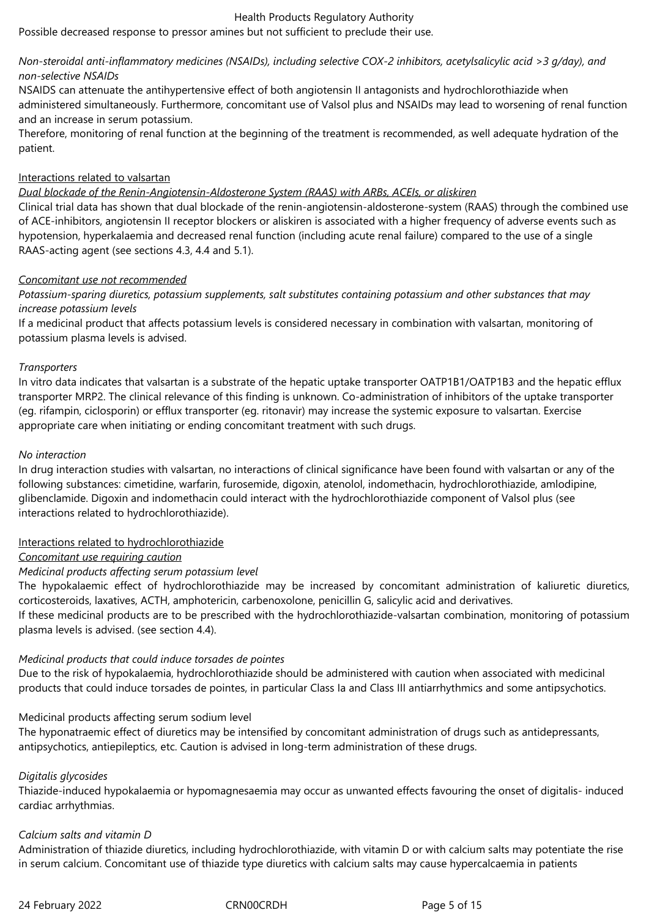Possible decreased response to pressor amines but not sufficient to preclude their use.

*Non-steroidal anti-inflammatory medicines (NSAIDs), including selective COX-2 inhibitors, acetylsalicylic acid >3 g/day), and non-selective NSAIDs*

NSAIDS can attenuate the antihypertensive effect of both angiotensin II antagonists and hydrochlorothiazide when administered simultaneously. Furthermore, concomitant use of Valsol plus and NSAIDs may lead to worsening of renal function and an increase in serum potassium.

Therefore, monitoring of renal function at the beginning of the treatment is recommended, as well adequate hydration of the patient.

Interactions related to valsartan

*Dual blockade of the Renin-Angiotensin-Aldosterone System (RAAS) with ARBs, ACEIs, or aliskiren*

Clinical trial data has shown that dual blockade of the renin-angiotensin-aldosterone-system (RAAS) through the combined use of ACE-inhibitors, angiotensin II receptor blockers or aliskiren is associated with a higher frequency of adverse events such as hypotension, hyperkalaemia and decreased renal function (including acute renal failure) compared to the use of a single RAAS-acting agent (see sections 4.3, 4.4 and 5.1).

*Concomitant use not recommended*

*Potassium-sparing diuretics, potassium supplements, salt substitutes containing potassium and other substances that may increase potassium levels*

If a medicinal product that affects potassium levels is considered necessary in combination with valsartan, monitoring of potassium plasma levels is advised.

*Transporters*

In vitro data indicates that valsartan is a substrate of the hepatic uptake transporter OATP1B1/OATP1B3 and the hepatic efflux transporter MRP2. The clinical relevance of this finding is unknown. Co-administration of inhibitors of the uptake transporter (eg. rifampin, ciclosporin) or efflux transporter (eg. ritonavir) may increase the systemic exposure to valsartan. Exercise appropriate care when initiating or ending concomitant treatment with such drugs.

*No interaction*

In drug interaction studies with valsartan, no interactions of clinical significance have been found with valsartan or any of the following substances: cimetidine, warfarin, furosemide, digoxin, atenolol, indomethacin, hydrochlorothiazide, amlodipine, glibenclamide. Digoxin and indomethacin could interact with the hydrochlorothiazide component of Valsol plus (see interactions related to hydrochlorothiazide).

Interactions related to hydrochlorothiazide

*Concomitant use requiring caution*

*Medicinal products affecting serum potassium level*

The hypokalaemic effect of hydrochlorothiazide may be increased by concomitant administration of kaliuretic diuretics, corticosteroids, laxatives, ACTH, amphotericin, carbenoxolone, penicillin G, salicylic acid and derivatives.

If these medicinal products are to be prescribed with the hydrochlorothiazide-valsartan combination, monitoring of potassium plasma levels is advised. (see section 4.4).

*Medicinal products that could induce torsades de pointes*

Due to the risk of hypokalaemia, hydrochlorothiazide should be administered with caution when associated with medicinal products that could induce torsades de pointes, in particular Class Ia and Class III antiarrhythmics and some antipsychotics.

Medicinal products affecting serum sodium level

The hyponatraemic effect of diuretics may be intensified by concomitant administration of drugs such as antidepressants, antipsychotics, antiepileptics, etc. Caution is advised in long-term administration of these drugs.

*Digitalis glycosides*

Thiazide-induced hypokalaemia or hypomagnesaemia may occur as unwanted effects favouring the onset of digitalis- induced cardiac arrhythmias.

*Calcium salts and vitamin D*

Administration of thiazide diuretics, including hydrochlorothiazide, with vitamin D or with calcium salts may potentiate the rise in serum calcium. Concomitant use of thiazide type diuretics with calcium salts may cause hypercalcaemia in patients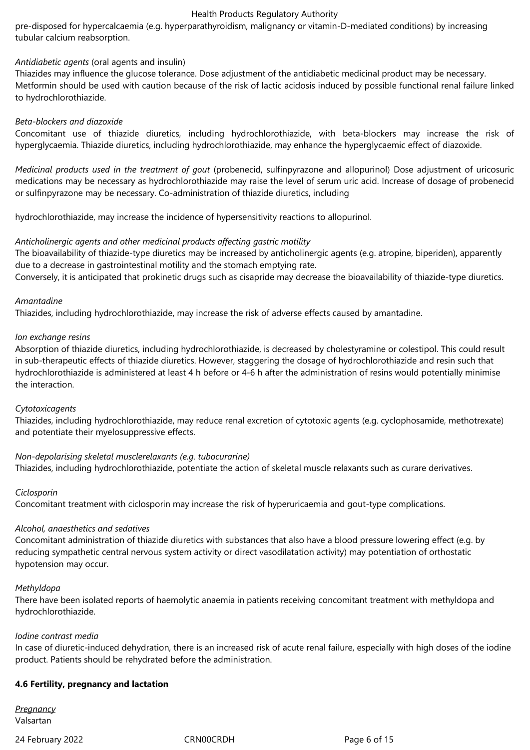pre-disposed for hypercalcaemia (e.g. hyperparathyroidism, malignancy or vitamin-D-mediated conditions) by increasing tubular calcium reabsorption.

*Antidiabetic agents* (oral agents and insulin)
Thiazides may influence the glucose tolerance. Dose adjustment of the antidiabetic medicinal product may be necessary. Metformin should be used with caution because of the risk of lactic acidosis induced by possible functional renal failure linked to hydrochlorothiazide.

*Beta-blockers and diazoxide*
Concomitant use of thiazide diuretics, including hydrochlorothiazide, with beta-blockers may increase the risk of hyperglycaemia. Thiazide diuretics, including hydrochlorothiazide, may enhance the hyperglycaemic effect of diazoxide.

*Medicinal products used in the treatment of gout* (probenecid, sulfinpyrazone and allopurinol) Dose adjustment of uricosuric medications may be necessary as hydrochlorothiazide may raise the level of serum uric acid. Increase of dosage of probenecid or sulfinpyrazone may be necessary. Co-administration of thiazide diuretics, including

hydrochlorothiazide, may increase the incidence of hypersensitivity reactions to allopurinol.

*Anticholinergic agents and other medicinal products affecting gastric motility*
The bioavailability of thiazide-type diuretics may be increased by anticholinergic agents (e.g. atropine, biperiden), apparently due to a decrease in gastrointestinal motility and the stomach emptying rate.
Conversely, it is anticipated that prokinetic drugs such as cisapride may decrease the bioavailability of thiazide-type diuretics.

*Amantadine*
Thiazides, including hydrochlorothiazide, may increase the risk of adverse effects caused by amantadine.

*Ion exchange resins*
Absorption of thiazide diuretics, including hydrochlorothiazide, is decreased by cholestyramine or colestipol. This could result in sub-therapeutic effects of thiazide diuretics. However, staggering the dosage of hydrochlorothiazide and resin such that hydrochlorothiazide is administered at least 4 h before or 4-6 h after the administration of resins would potentially minimise the interaction.

*Cytotoxicagents*
Thiazides, including hydrochlorothiazide, may reduce renal excretion of cytotoxic agents (e.g. cyclophosamide, methotrexate) and potentiate their myelosuppressive effects.

*Non-depolarising skeletal musclerelaxants (e.g. tubocurarine)*
Thiazides, including hydrochlorothiazide, potentiate the action of skeletal muscle relaxants such as curare derivatives.

*Ciclosporin*
Concomitant treatment with ciclosporin may increase the risk of hyperuricaemia and gout-type complications.

*Alcohol, anaesthetics and sedatives*
Concomitant administration of thiazide diuretics with substances that also have a blood pressure lowering effect (e.g. by reducing sympathetic central nervous system activity or direct vasodilatation activity) may potentiation of orthostatic hypotension may occur.

*Methyldopa*
There have been isolated reports of haemolytic anaemia in patients receiving concomitant treatment with methyldopa and hydrochlorothiazide.

*Iodine contrast media*
In case of diuretic-induced dehydration, there is an increased risk of acute renal failure, especially with high doses of the iodine product. Patients should be rehydrated before the administration.

**4.6 Fertility, pregnancy and lactation**

*Pregnancy*
Valsartan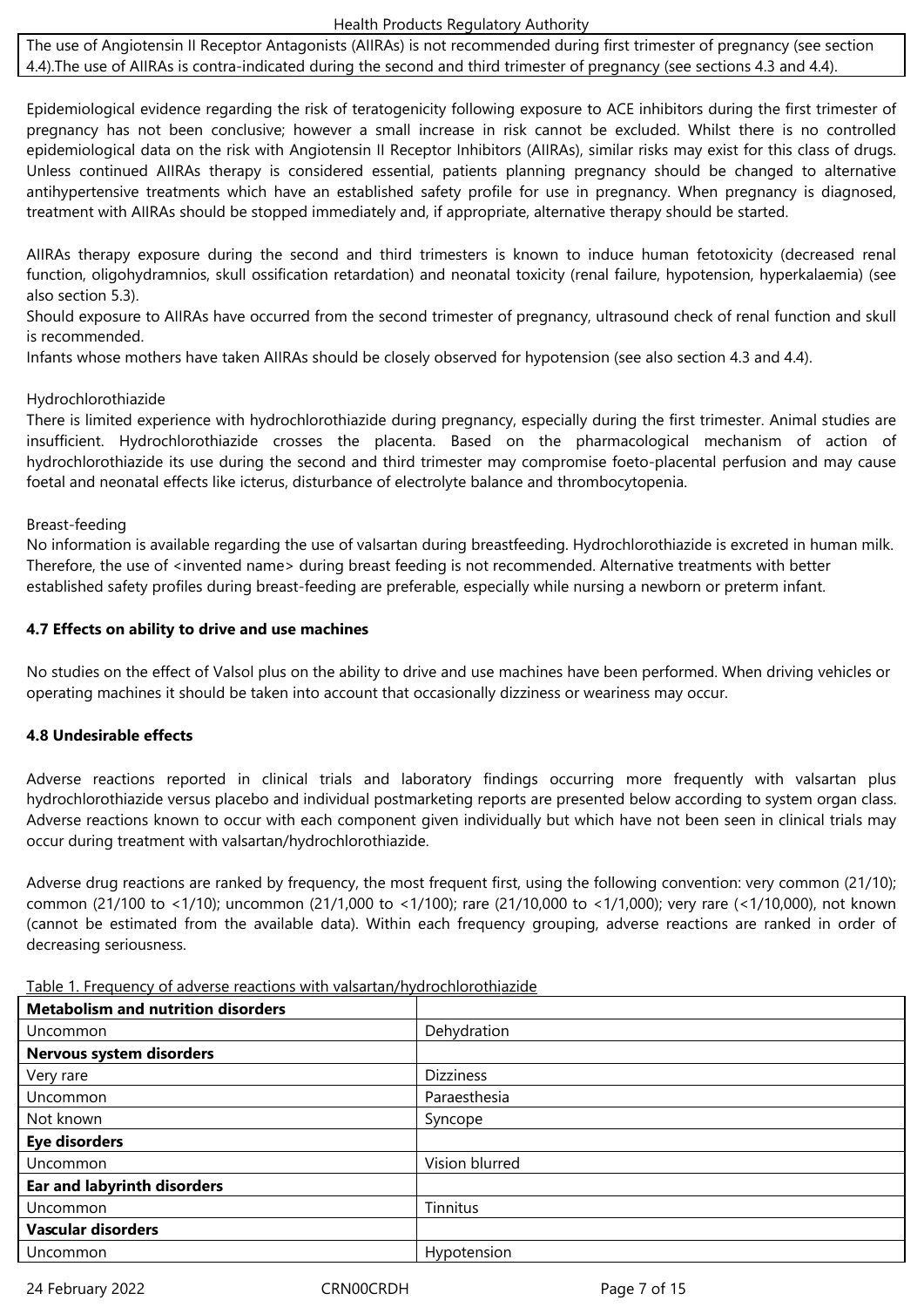The use of Angiotensin II Receptor Antagonists (AIIRAs) is not recommended during first trimester of pregnancy (see section 4.4).The use of AIIRAs is contra-indicated during the second and third trimester of pregnancy (see sections 4.3 and 4.4).

Epidemiological evidence regarding the risk of teratogenicity following exposure to ACE inhibitors during the first trimester of pregnancy has not been conclusive; however a small increase in risk cannot be excluded. Whilst there is no controlled epidemiological data on the risk with Angiotensin II Receptor Inhibitors (AIIRAs), similar risks may exist for this class of drugs. Unless continued AIIRAs therapy is considered essential, patients planning pregnancy should be changed to alternative antihypertensive treatments which have an established safety profile for use in pregnancy. When pregnancy is diagnosed, treatment with AIIRAs should be stopped immediately and, if appropriate, alternative therapy should be started.

AIIRAs therapy exposure during the second and third trimesters is known to induce human fetotoxicity (decreased renal function, oligohydramnios, skull ossification retardation) and neonatal toxicity (renal failure, hypotension, hyperkalaemia) (see also section 5.3).
Should exposure to AIIRAs have occurred from the second trimester of pregnancy, ultrasound check of renal function and skull is recommended.
Infants whose mothers have taken AIIRAs should be closely observed for hypotension (see also section 4.3 and 4.4).

Hydrochlorothiazide
There is limited experience with hydrochlorothiazide during pregnancy, especially during the first trimester. Animal studies are insufficient. Hydrochlorothiazide crosses the placenta. Based on the pharmacological mechanism of action of hydrochlorothiazide its use during the second and third trimester may compromise foeto-placental perfusion and may cause foetal and neonatal effects like icterus, disturbance of electrolyte balance and thrombocytopenia.

Breast-feeding
No information is available regarding the use of valsartan during breastfeeding. Hydrochlorothiazide is excreted in human milk. Therefore, the use of <invented name> during breast feeding is not recommended. Alternative treatments with better established safety profiles during breast-feeding are preferable, especially while nursing a newborn or preterm infant.

**4.7 Effects on ability to drive and use machines**

No studies on the effect of Valsol plus on the ability to drive and use machines have been performed. When driving vehicles or operating machines it should be taken into account that occasionally dizziness or weariness may occur.

**4.8 Undesirable effects**

Adverse reactions reported in clinical trials and laboratory findings occurring more frequently with valsartan plus hydrochlorothiazide versus placebo and individual postmarketing reports are presented below according to system organ class. Adverse reactions known to occur with each component given individually but which have not been seen in clinical trials may occur during treatment with valsartan/hydrochlorothiazide.

Adverse drug reactions are ranked by frequency, the most frequent first, using the following convention: very common (21/10); common (21/100 to <1/10); uncommon (21/1,000 to <1/100); rare (21/10,000 to <1/1,000); very rare (<1/10,000), not known (cannot be estimated from the available data). Within each frequency grouping, adverse reactions are ranked in order of decreasing seriousness.

Table 1. Frequency of adverse reactions with valsartan/hydrochlorothiazide

| **Metabolism and nutrition disorders** | |
|---|---|
| Uncommon | Dehydration |
| **Nervous system disorders** | |
| Very rare | Dizziness |
| Uncommon | Paraesthesia |
| Not known | Syncope |
| **Eye disorders** | |
| Uncommon | Vision blurred |
| **Ear and labyrinth disorders** | |
| Uncommon | Tinnitus |
| **Vascular disorders** | |
| Uncommon | Hypotension |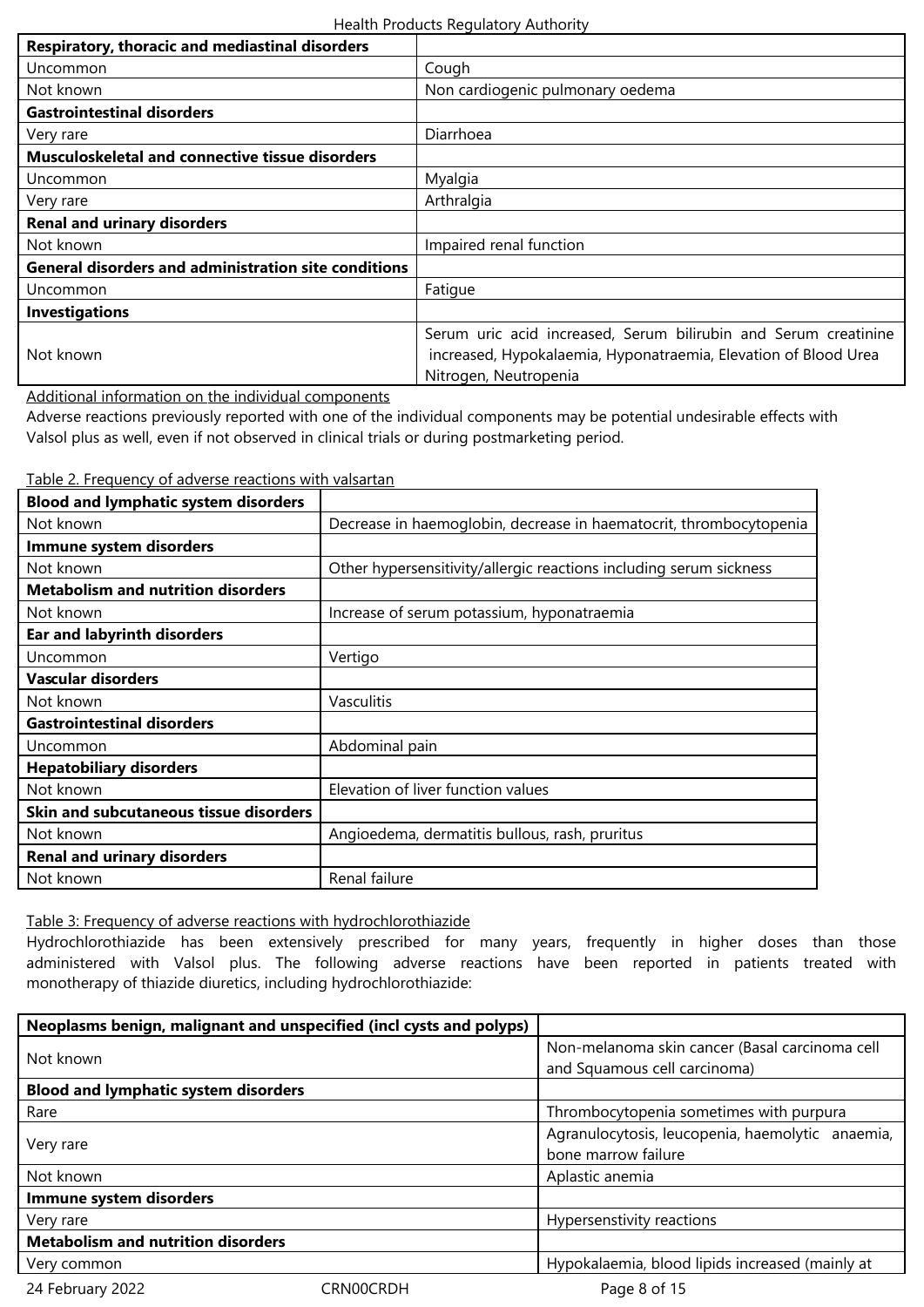| Respiratory, thoracic and mediastinal disorders | |
|---|---|
| Uncommon | Cough |
| Not known | Non cardiogenic pulmonary oedema |
| **Gastrointestinal disorders** | |
| Very rare | Diarrhoea |
| **Musculoskeletal and connective tissue disorders** | |
| Uncommon | Myalgia |
| Very rare | Arthralgia |
| **Renal and urinary disorders** | |
| Not known | Impaired renal function |
| **General disorders and administration site conditions** | |
| Uncommon | Fatigue |
| **Investigations** | |
| Not known | Serum uric acid increased, Serum bilirubin and Serum creatinine increased, Hypokalaemia, Hyponatraemia, Elevation of Blood Urea Nitrogen, Neutropenia |

Additional information on the individual components

Adverse reactions previously reported with one of the individual components may be potential undesirable effects with Valsol plus as well, even if not observed in clinical trials or during postmarketing period.

Table 2. Frequency of adverse reactions with valsartan

| Blood and lymphatic system disorders | |
|---|---|
| Not known | Decrease in haemoglobin, decrease in haematocrit, thrombocytopenia |
| **Immune system disorders** | |
| Not known | Other hypersensitivity/allergic reactions including serum sickness |
| **Metabolism and nutrition disorders** | |
| Not known | Increase of serum potassium, hyponatraemia |
| **Ear and labyrinth disorders** | |
| Uncommon | Vertigo |
| **Vascular disorders** | |
| Not known | Vasculitis |
| **Gastrointestinal disorders** | |
| Uncommon | Abdominal pain |
| **Hepatobiliary disorders** | |
| Not known | Elevation of liver function values |
| **Skin and subcutaneous tissue disorders** | |
| Not known | Angioedema, dermatitis bullous, rash, pruritus |
| **Renal and urinary disorders** | |
| Not known | Renal failure |

Table 3: Frequency of adverse reactions with hydrochlorothiazide

Hydrochlorothiazide has been extensively prescribed for many years, frequently in higher doses than those administered with Valsol plus. The following adverse reactions have been reported in patients treated with monotherapy of thiazide diuretics, including hydrochlorothiazide:

| Neoplasms benign, malignant and unspecified (incl cysts and polyps) | |
|---|---|
| Not known | Non-melanoma skin cancer (Basal carcinoma cell and Squamous cell carcinoma) |
| **Blood and lymphatic system disorders** | |
| Rare | Thrombocytopenia sometimes with purpura |
| Very rare | Agranulocytosis, leucopenia, haemolytic anaemia, bone marrow failure |
| Not known | Aplastic anemia |
| **Immune system disorders** | |
| Very rare | Hypersenstivity reactions |
| **Metabolism and nutrition disorders** | |
| Very common | Hypokalaemia, blood lipids increased (mainly at |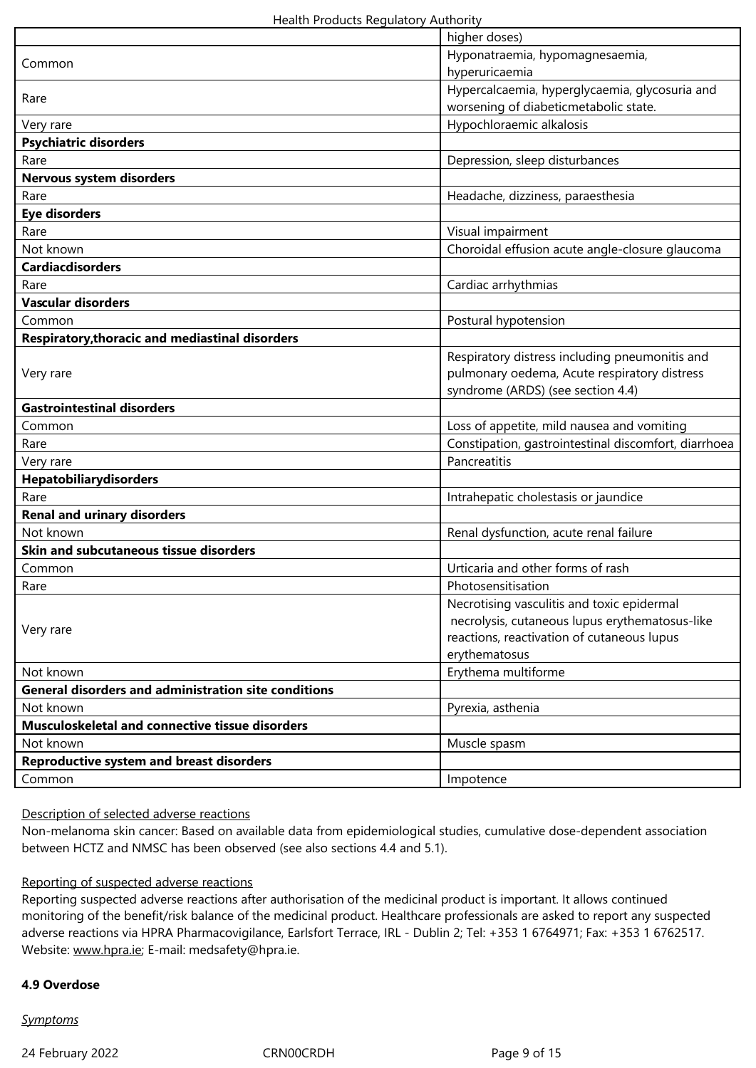| | |
|---|---|
| | higher doses) |
| Common | Hyponatraemia, hypomagnesaemia, hyperuricaemia |
| Rare | Hypercalcaemia, hyperglycaemia, glycosuria and worsening of diabeticmetabolic state. |
| Very rare | Hypochloraemic alkalosis |
| **Psychiatric disorders** | |
| Rare | Depression, sleep disturbances |
| **Nervous system disorders** | |
| Rare | Headache, dizziness, paraesthesia |
| **Eye disorders** | |
| Rare | Visual impairment |
| Not known | Choroidal effusion acute angle-closure glaucoma |
| **Cardiacdisorders** | |
| Rare | Cardiac arrhythmias |
| **Vascular disorders** | |
| Common | Postural hypotension |
| **Respiratory,thoracic and mediastinal disorders** | |
| Very rare | Respiratory distress including pneumonitis and pulmonary oedema, Acute respiratory distress syndrome (ARDS) (see section 4.4) |
| **Gastrointestinal disorders** | |
| Common | Loss of appetite, mild nausea and vomiting |
| Rare | Constipation, gastrointestinal discomfort, diarrhoea |
| Very rare | Pancreatitis |
| **Hepatobiliarydisorders** | |
| Rare | Intrahepatic cholestasis or jaundice |
| **Renal and urinary disorders** | |
| Not known | Renal dysfunction, acute renal failure |
| **Skin and subcutaneous tissue disorders** | |
| Common | Urticaria and other forms of rash |
| Rare | Photosensitisation |
| Very rare | Necrotising vasculitis and toxic epidermal necrolysis, cutaneous lupus erythematosus-like reactions, reactivation of cutaneous lupus erythematosus |
| Not known | Erythema multiforme |
| **General disorders and administration site conditions** | |
| Not known | Pyrexia, asthenia |
| **Musculoskeletal and connective tissue disorders** | |
| Not known | Muscle spasm |
| **Reproductive system and breast disorders** | |
| Common | Impotence |

Description of selected adverse reactions

Non-melanoma skin cancer: Based on available data from epidemiological studies, cumulative dose-dependent association between HCTZ and NMSC has been observed (see also sections 4.4 and 5.1).

Reporting of suspected adverse reactions

Reporting suspected adverse reactions after authorisation of the medicinal product is important. It allows continued monitoring of the benefit/risk balance of the medicinal product. Healthcare professionals are asked to report any suspected adverse reactions via HPRA Pharmacovigilance, Earlsfort Terrace, IRL - Dublin 2; Tel: +353 1 6764971; Fax: +353 1 6762517. Website: www.hpra.ie; E-mail: medsafety@hpra.ie.

**4.9 Overdose**

*Symptoms*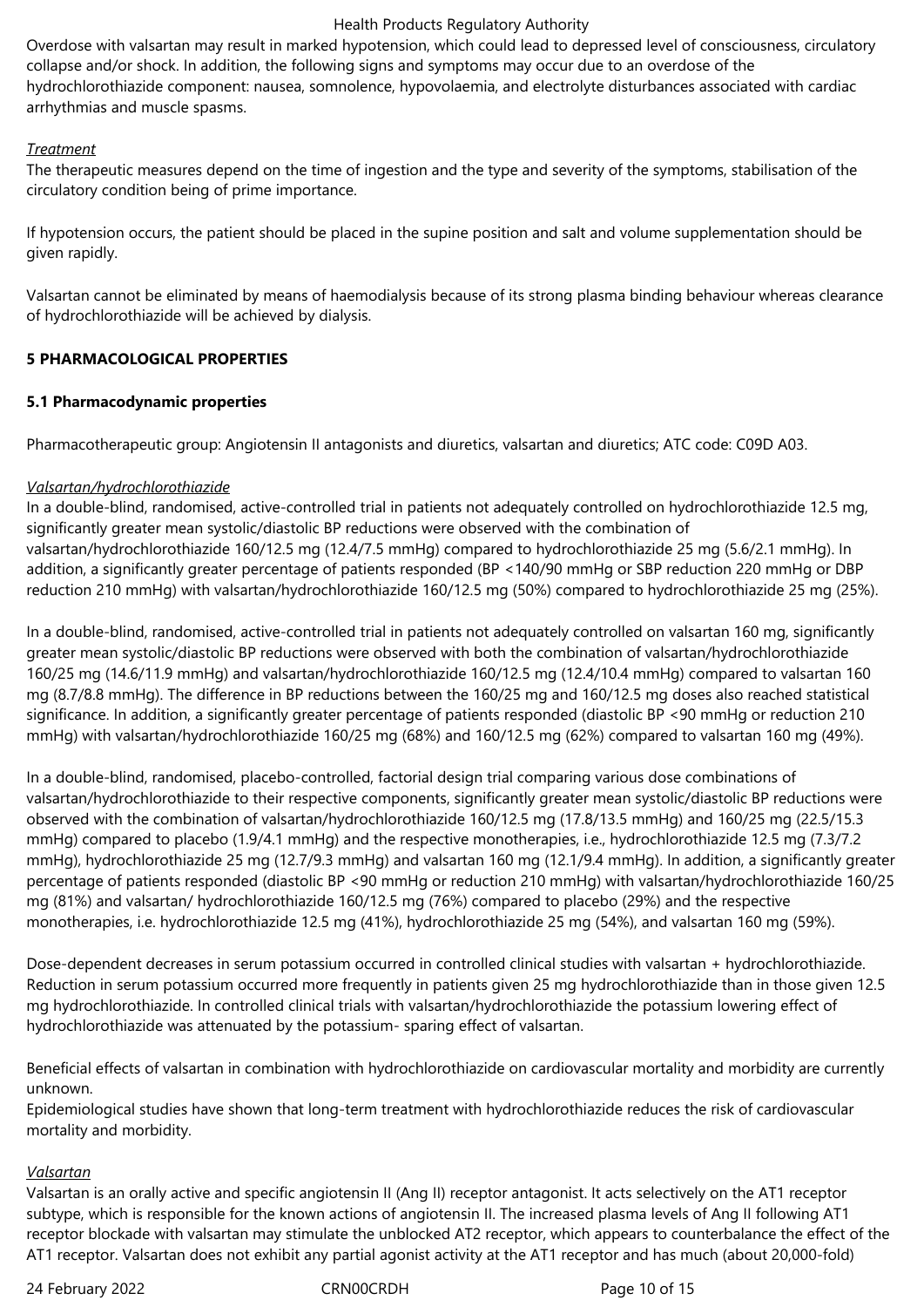Overdose with valsartan may result in marked hypotension, which could lead to depressed level of consciousness, circulatory collapse and/or shock. In addition, the following signs and symptoms may occur due to an overdose of the hydrochlorothiazide component: nausea, somnolence, hypovolaemia, and electrolyte disturbances associated with cardiac arrhythmias and muscle spasms.

*Treatment*

The therapeutic measures depend on the time of ingestion and the type and severity of the symptoms, stabilisation of the circulatory condition being of prime importance.

If hypotension occurs, the patient should be placed in the supine position and salt and volume supplementation should be given rapidly.

Valsartan cannot be eliminated by means of haemodialysis because of its strong plasma binding behaviour whereas clearance of hydrochlorothiazide will be achieved by dialysis.

## 5 PHARMACOLOGICAL PROPERTIES

### 5.1 Pharmacodynamic properties

Pharmacotherapeutic group: Angiotensin II antagonists and diuretics, valsartan and diuretics; ATC code: C09D A03.

*Valsartan/hydrochlorothiazide*

In a double-blind, randomised, active-controlled trial in patients not adequately controlled on hydrochlorothiazide 12.5 mg, significantly greater mean systolic/diastolic BP reductions were observed with the combination of valsartan/hydrochlorothiazide 160/12.5 mg (12.4/7.5 mmHg) compared to hydrochlorothiazide 25 mg (5.6/2.1 mmHg). In addition, a significantly greater percentage of patients responded (BP <140/90 mmHg or SBP reduction 220 mmHg or DBP reduction 210 mmHg) with valsartan/hydrochlorothiazide 160/12.5 mg (50%) compared to hydrochlorothiazide 25 mg (25%).

In a double-blind, randomised, active-controlled trial in patients not adequately controlled on valsartan 160 mg, significantly greater mean systolic/diastolic BP reductions were observed with both the combination of valsartan/hydrochlorothiazide 160/25 mg (14.6/11.9 mmHg) and valsartan/hydrochlorothiazide 160/12.5 mg (12.4/10.4 mmHg) compared to valsartan 160 mg (8.7/8.8 mmHg). The difference in BP reductions between the 160/25 mg and 160/12.5 mg doses also reached statistical significance. In addition, a significantly greater percentage of patients responded (diastolic BP <90 mmHg or reduction 210 mmHg) with valsartan/hydrochlorothiazide 160/25 mg (68%) and 160/12.5 mg (62%) compared to valsartan 160 mg (49%).

In a double-blind, randomised, placebo-controlled, factorial design trial comparing various dose combinations of valsartan/hydrochlorothiazide to their respective components, significantly greater mean systolic/diastolic BP reductions were observed with the combination of valsartan/hydrochlorothiazide 160/12.5 mg (17.8/13.5 mmHg) and 160/25 mg (22.5/15.3 mmHg) compared to placebo (1.9/4.1 mmHg) and the respective monotherapies, i.e., hydrochlorothiazide 12.5 mg (7.3/7.2 mmHg), hydrochlorothiazide 25 mg (12.7/9.3 mmHg) and valsartan 160 mg (12.1/9.4 mmHg). In addition, a significantly greater percentage of patients responded (diastolic BP <90 mmHg or reduction 210 mmHg) with valsartan/hydrochlorothiazide 160/25 mg (81%) and valsartan/ hydrochlorothiazide 160/12.5 mg (76%) compared to placebo (29%) and the respective monotherapies, i.e. hydrochlorothiazide 12.5 mg (41%), hydrochlorothiazide 25 mg (54%), and valsartan 160 mg (59%).

Dose-dependent decreases in serum potassium occurred in controlled clinical studies with valsartan + hydrochlorothiazide. Reduction in serum potassium occurred more frequently in patients given 25 mg hydrochlorothiazide than in those given 12.5 mg hydrochlorothiazide. In controlled clinical trials with valsartan/hydrochlorothiazide the potassium lowering effect of hydrochlorothiazide was attenuated by the potassium- sparing effect of valsartan.

Beneficial effects of valsartan in combination with hydrochlorothiazide on cardiovascular mortality and morbidity are currently unknown.

Epidemiological studies have shown that long-term treatment with hydrochlorothiazide reduces the risk of cardiovascular mortality and morbidity.

*Valsartan*

Valsartan is an orally active and specific angiotensin II (Ang II) receptor antagonist. It acts selectively on the AT1 receptor subtype, which is responsible for the known actions of angiotensin II. The increased plasma levels of Ang II following AT1 receptor blockade with valsartan may stimulate the unblocked AT2 receptor, which appears to counterbalance the effect of the AT1 receptor. Valsartan does not exhibit any partial agonist activity at the AT1 receptor and has much (about 20,000-fold)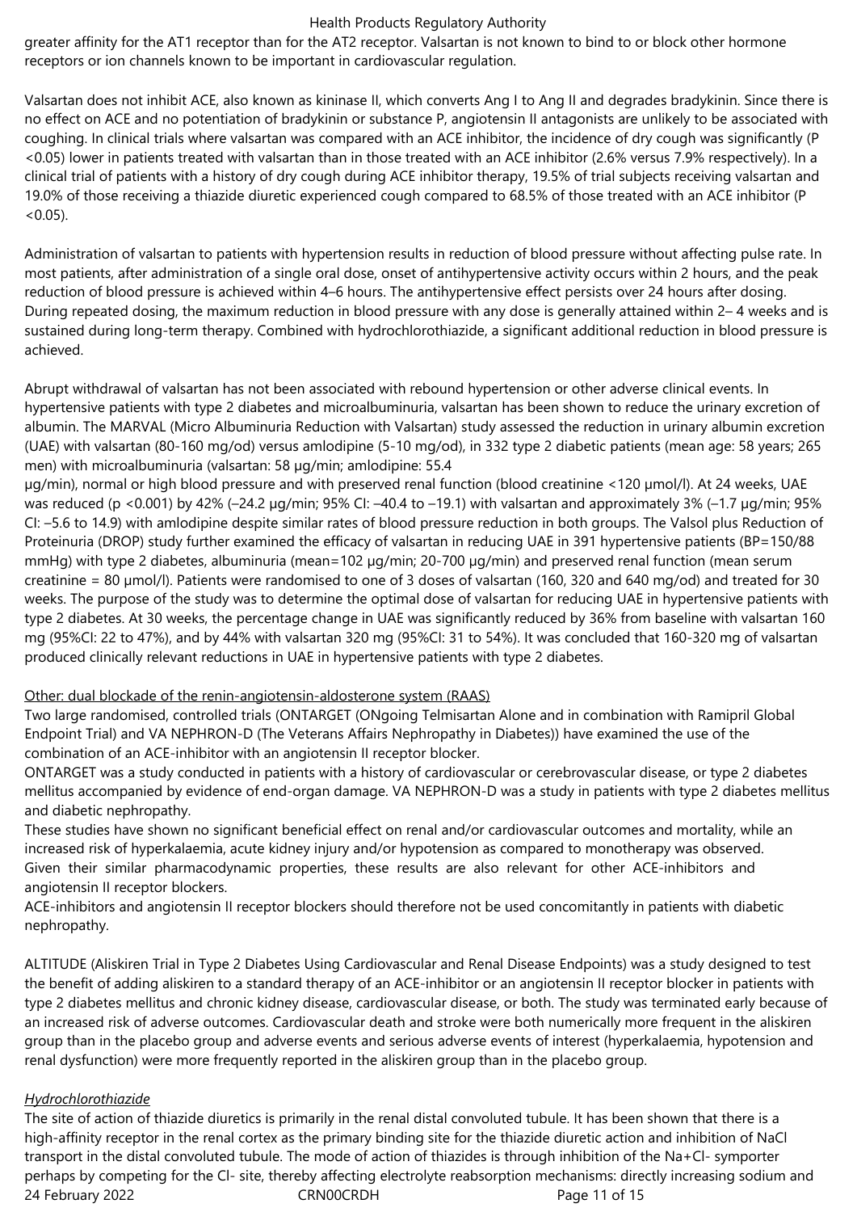greater affinity for the AT1 receptor than for the AT2 receptor. Valsartan is not known to bind to or block other hormone receptors or ion channels known to be important in cardiovascular regulation.

Valsartan does not inhibit ACE, also known as kininase II, which converts Ang I to Ang II and degrades bradykinin. Since there is no effect on ACE and no potentiation of bradykinin or substance P, angiotensin II antagonists are unlikely to be associated with coughing. In clinical trials where valsartan was compared with an ACE inhibitor, the incidence of dry cough was significantly (P <0.05) lower in patients treated with valsartan than in those treated with an ACE inhibitor (2.6% versus 7.9% respectively). In a clinical trial of patients with a history of dry cough during ACE inhibitor therapy, 19.5% of trial subjects receiving valsartan and 19.0% of those receiving a thiazide diuretic experienced cough compared to 68.5% of those treated with an ACE inhibitor (P <0.05).

Administration of valsartan to patients with hypertension results in reduction of blood pressure without affecting pulse rate. In most patients, after administration of a single oral dose, onset of antihypertensive activity occurs within 2 hours, and the peak reduction of blood pressure is achieved within 4–6 hours. The antihypertensive effect persists over 24 hours after dosing. During repeated dosing, the maximum reduction in blood pressure with any dose is generally attained within 2– 4 weeks and is sustained during long-term therapy. Combined with hydrochlorothiazide, a significant additional reduction in blood pressure is achieved.

Abrupt withdrawal of valsartan has not been associated with rebound hypertension or other adverse clinical events. In hypertensive patients with type 2 diabetes and microalbuminuria, valsartan has been shown to reduce the urinary excretion of albumin. The MARVAL (Micro Albuminuria Reduction with Valsartan) study assessed the reduction in urinary albumin excretion (UAE) with valsartan (80-160 mg/od) versus amlodipine (5-10 mg/od), in 332 type 2 diabetic patients (mean age: 58 years; 265 men) with microalbuminuria (valsartan: 58 µg/min; amlodipine: 55.4 µg/min), normal or high blood pressure and with preserved renal function (blood creatinine <120 µmol/l). At 24 weeks, UAE was reduced (p <0.001) by 42% (–24.2 µg/min; 95% CI: –40.4 to –19.1) with valsartan and approximately 3% (–1.7 µg/min; 95% CI: –5.6 to 14.9) with amlodipine despite similar rates of blood pressure reduction in both groups. The Valsol plus Reduction of Proteinuria (DROP) study further examined the efficacy of valsartan in reducing UAE in 391 hypertensive patients (BP=150/88 mmHg) with type 2 diabetes, albuminuria (mean=102 µg/min; 20-700 µg/min) and preserved renal function (mean serum creatinine = 80 µmol/l). Patients were randomised to one of 3 doses of valsartan (160, 320 and 640 mg/od) and treated for 30 weeks. The purpose of the study was to determine the optimal dose of valsartan for reducing UAE in hypertensive patients with type 2 diabetes. At 30 weeks, the percentage change in UAE was significantly reduced by 36% from baseline with valsartan 160 mg (95%CI: 22 to 47%), and by 44% with valsartan 320 mg (95%CI: 31 to 54%). It was concluded that 160-320 mg of valsartan produced clinically relevant reductions in UAE in hypertensive patients with type 2 diabetes.

Other: dual blockade of the renin-angiotensin-aldosterone system (RAAS)

Two large randomised, controlled trials (ONTARGET (ONgoing Telmisartan Alone and in combination with Ramipril Global Endpoint Trial) and VA NEPHRON-D (The Veterans Affairs Nephropathy in Diabetes)) have examined the use of the combination of an ACE-inhibitor with an angiotensin II receptor blocker.

ONTARGET was a study conducted in patients with a history of cardiovascular or cerebrovascular disease, or type 2 diabetes mellitus accompanied by evidence of end-organ damage. VA NEPHRON-D was a study in patients with type 2 diabetes mellitus and diabetic nephropathy.

These studies have shown no significant beneficial effect on renal and/or cardiovascular outcomes and mortality, while an increased risk of hyperkalaemia, acute kidney injury and/or hypotension as compared to monotherapy was observed.

Given their similar pharmacodynamic properties, these results are also relevant for other ACE-inhibitors and angiotensin II receptor blockers.

ACE-inhibitors and angiotensin II receptor blockers should therefore not be used concomitantly in patients with diabetic nephropathy.

ALTITUDE (Aliskiren Trial in Type 2 Diabetes Using Cardiovascular and Renal Disease Endpoints) was a study designed to test the benefit of adding aliskiren to a standard therapy of an ACE-inhibitor or an angiotensin II receptor blocker in patients with type 2 diabetes mellitus and chronic kidney disease, cardiovascular disease, or both. The study was terminated early because of an increased risk of adverse outcomes. Cardiovascular death and stroke were both numerically more frequent in the aliskiren group than in the placebo group and adverse events and serious adverse events of interest (hyperkalaemia, hypotension and renal dysfunction) were more frequently reported in the aliskiren group than in the placebo group.

*Hydrochlorothiazide*

The site of action of thiazide diuretics is primarily in the renal distal convoluted tubule. It has been shown that there is a high-affinity receptor in the renal cortex as the primary binding site for the thiazide diuretic action and inhibition of NaCl transport in the distal convoluted tubule. The mode of action of thiazides is through inhibition of the $Na^+Cl^-$ symporter perhaps by competing for the $Cl^-$ site, thereby affecting electrolyte reabsorption mechanisms: directly increasing sodium and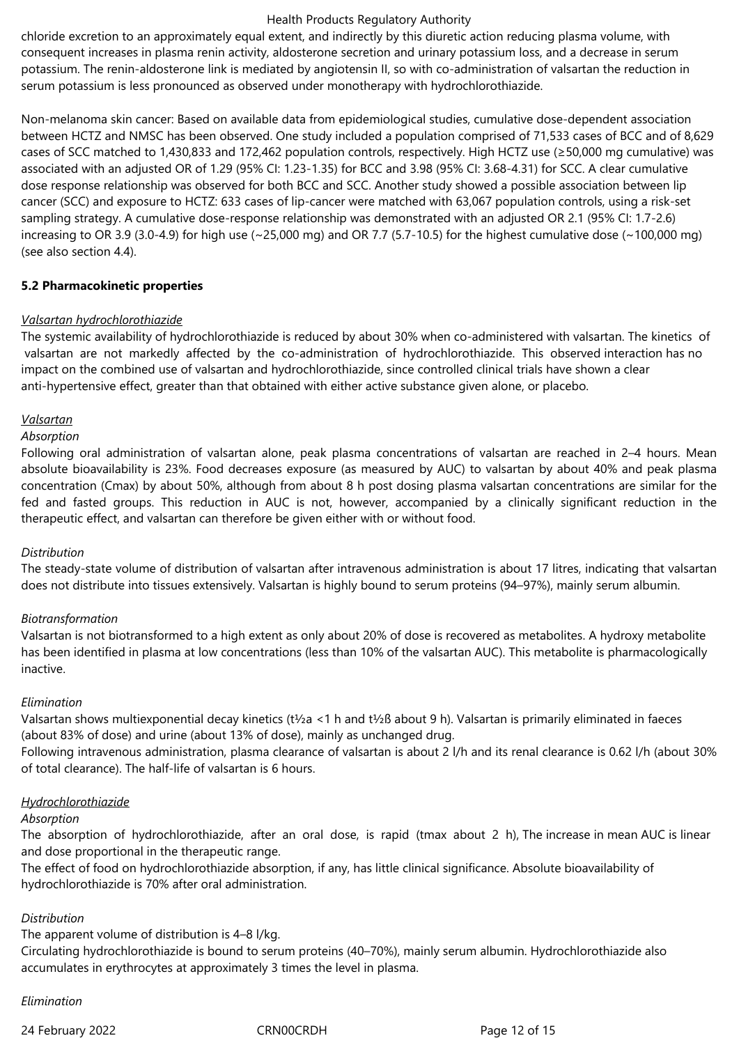chloride excretion to an approximately equal extent, and indirectly by this diuretic action reducing plasma volume, with consequent increases in plasma renin activity, aldosterone secretion and urinary potassium loss, and a decrease in serum potassium. The renin-aldosterone link is mediated by angiotensin II, so with co-administration of valsartan the reduction in serum potassium is less pronounced as observed under monotherapy with hydrochlorothiazide.

Non-melanoma skin cancer: Based on available data from epidemiological studies, cumulative dose-dependent association between HCTZ and NMSC has been observed. One study included a population comprised of 71,533 cases of BCC and of 8,629 cases of SCC matched to 1,430,833 and 172,462 population controls, respectively. High HCTZ use (≥50,000 mg cumulative) was associated with an adjusted OR of 1.29 (95% CI: 1.23-1.35) for BCC and 3.98 (95% CI: 3.68-4.31) for SCC. A clear cumulative dose response relationship was observed for both BCC and SCC. Another study showed a possible association between lip cancer (SCC) and exposure to HCTZ: 633 cases of lip-cancer were matched with 63,067 population controls, using a risk-set sampling strategy. A cumulative dose-response relationship was demonstrated with an adjusted OR 2.1 (95% CI: 1.7-2.6) increasing to OR 3.9 (3.0-4.9) for high use (~25,000 mg) and OR 7.7 (5.7-10.5) for the highest cumulative dose (~100,000 mg) (see also section 4.4).

## 5.2 Pharmacokinetic properties

*Valsartan hydrochlorothiazide*

The systemic availability of hydrochlorothiazide is reduced by about 30% when co-administered with valsartan. The kinetics of valsartan are not markedly affected by the co-administration of hydrochlorothiazide. This observed interaction has no impact on the combined use of valsartan and hydrochlorothiazide, since controlled clinical trials have shown a clear anti-hypertensive effect, greater than that obtained with either active substance given alone, or placebo.

*Valsartan*

*Absorption*

Following oral administration of valsartan alone, peak plasma concentrations of valsartan are reached in 2–4 hours. Mean absolute bioavailability is 23%. Food decreases exposure (as measured by AUC) to valsartan by about 40% and peak plasma concentration (Cmax) by about 50%, although from about 8 h post dosing plasma valsartan concentrations are similar for the fed and fasted groups. This reduction in AUC is not, however, accompanied by a clinically significant reduction in the therapeutic effect, and valsartan can therefore be given either with or without food.

*Distribution*

The steady-state volume of distribution of valsartan after intravenous administration is about 17 litres, indicating that valsartan does not distribute into tissues extensively. Valsartan is highly bound to serum proteins (94–97%), mainly serum albumin.

*Biotransformation*

Valsartan is not biotransformed to a high extent as only about 20% of dose is recovered as metabolites. A hydroxy metabolite has been identified in plasma at low concentrations (less than 10% of the valsartan AUC). This metabolite is pharmacologically inactive.

*Elimination*

Valsartan shows multiexponential decay kinetics ($t_{½α}$ <1 h and $t_{½β}$ about 9 h). Valsartan is primarily eliminated in faeces (about 83% of dose) and urine (about 13% of dose), mainly as unchanged drug.
Following intravenous administration, plasma clearance of valsartan is about 2 l/h and its renal clearance is 0.62 l/h (about 30% of total clearance). The half-life of valsartan is 6 hours.

*Hydrochlorothiazide*

*Absorption*

The absorption of hydrochlorothiazide, after an oral dose, is rapid (tmax about 2 h), The increase in mean AUC is linear and dose proportional in the therapeutic range.
The effect of food on hydrochlorothiazide absorption, if any, has little clinical significance. Absolute bioavailability of hydrochlorothiazide is 70% after oral administration.

*Distribution*

The apparent volume of distribution is 4–8 l/kg.
Circulating hydrochlorothiazide is bound to serum proteins (40–70%), mainly serum albumin. Hydrochlorothiazide also accumulates in erythrocytes at approximately 3 times the level in plasma.

*Elimination*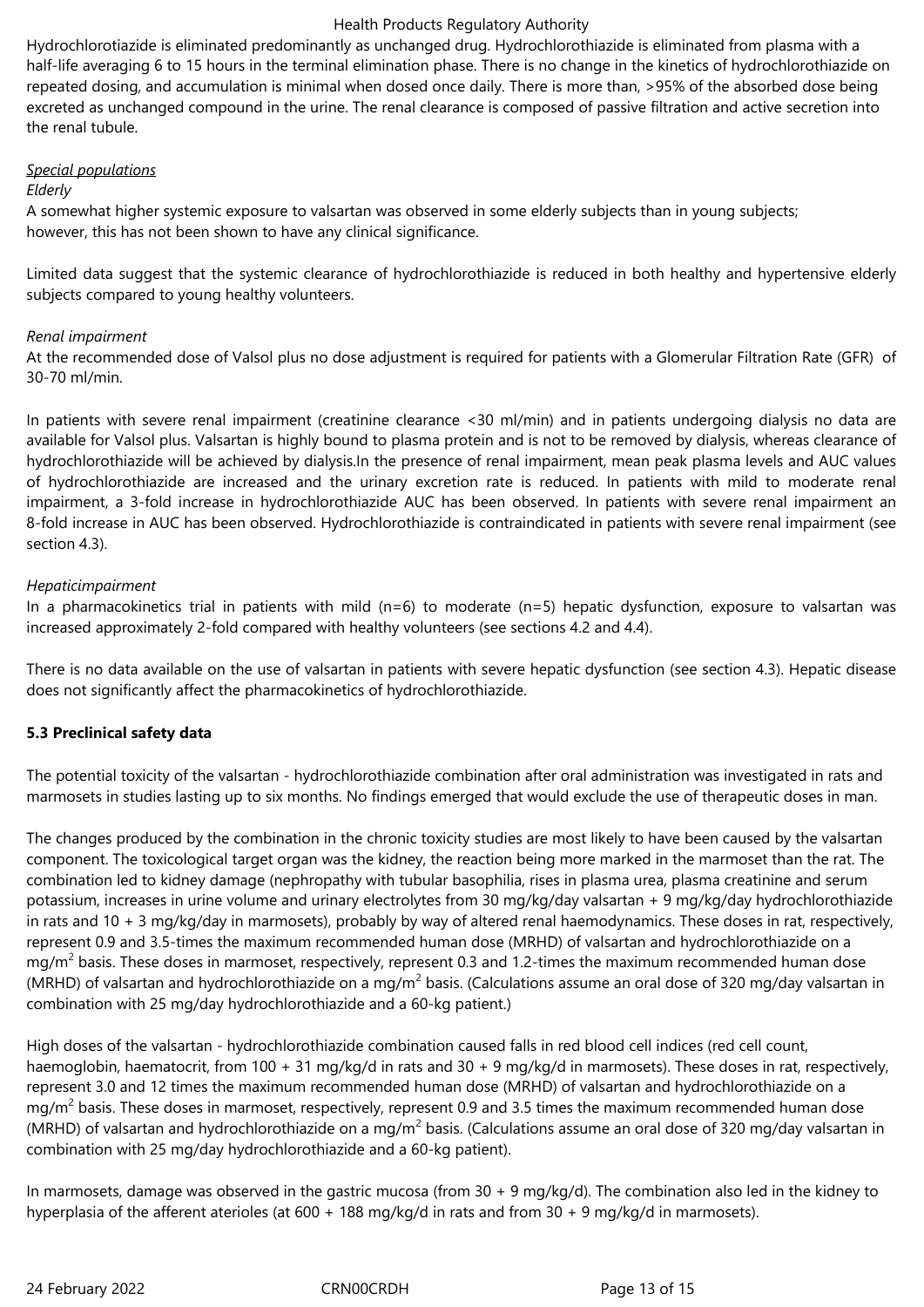Hydrochlorotiazide is eliminated predominantly as unchanged drug. Hydrochlorothiazide is eliminated from plasma with a half-life averaging 6 to 15 hours in the terminal elimination phase. There is no change in the kinetics of hydrochlorothiazide on repeated dosing, and accumulation is minimal when dosed once daily. There is more than, >95% of the absorbed dose being excreted as unchanged compound in the urine. The renal clearance is composed of passive filtration and active secretion into the renal tubule.

*Special populations*

*Elderly*

A somewhat higher systemic exposure to valsartan was observed in some elderly subjects than in young subjects; however, this has not been shown to have any clinical significance.

Limited data suggest that the systemic clearance of hydrochlorothiazide is reduced in both healthy and hypertensive elderly subjects compared to young healthy volunteers.

*Renal impairment*

At the recommended dose of Valsol plus no dose adjustment is required for patients with a Glomerular Filtration Rate (GFR) of 30-70 ml/min.

In patients with severe renal impairment (creatinine clearance <30 ml/min) and in patients undergoing dialysis no data are available for Valsol plus. Valsartan is highly bound to plasma protein and is not to be removed by dialysis, whereas clearance of hydrochlorothiazide will be achieved by dialysis.In the presence of renal impairment, mean peak plasma levels and AUC values of hydrochlorothiazide are increased and the urinary excretion rate is reduced. In patients with mild to moderate renal impairment, a 3-fold increase in hydrochlorothiazide AUC has been observed. In patients with severe renal impairment an 8-fold increase in AUC has been observed. Hydrochlorothiazide is contraindicated in patients with severe renal impairment (see section 4.3).

*Hepaticimpairment*

In a pharmacokinetics trial in patients with mild (n=6) to moderate (n=5) hepatic dysfunction, exposure to valsartan was increased approximately 2-fold compared with healthy volunteers (see sections 4.2 and 4.4).

There is no data available on the use of valsartan in patients with severe hepatic dysfunction (see section 4.3). Hepatic disease does not significantly affect the pharmacokinetics of hydrochlorothiazide.

**5.3 Preclinical safety data**

The potential toxicity of the valsartan - hydrochlorothiazide combination after oral administration was investigated in rats and marmosets in studies lasting up to six months. No findings emerged that would exclude the use of therapeutic doses in man.

The changes produced by the combination in the chronic toxicity studies are most likely to have been caused by the valsartan component. The toxicological target organ was the kidney, the reaction being more marked in the marmoset than the rat. The combination led to kidney damage (nephropathy with tubular basophilia, rises in plasma urea, plasma creatinine and serum potassium, increases in urine volume and urinary electrolytes from 30 mg/kg/day valsartan + 9 mg/kg/day hydrochlorothiazide in rats and 10 + 3 mg/kg/day in marmosets), probably by way of altered renal haemodynamics. These doses in rat, respectively, represent 0.9 and 3.5-times the maximum recommended human dose (MRHD) of valsartan and hydrochlorothiazide on a $mg/m^2$ basis. These doses in marmoset, respectively, represent 0.3 and 1.2-times the maximum recommended human dose (MRHD) of valsartan and hydrochlorothiazide on a $mg/m^2$ basis. (Calculations assume an oral dose of 320 mg/day valsartan in combination with 25 mg/day hydrochlorothiazide and a 60-kg patient.)

High doses of the valsartan - hydrochlorothiazide combination caused falls in red blood cell indices (red cell count, haemoglobin, haematocrit, from 100 + 31 mg/kg/d in rats and 30 + 9 mg/kg/d in marmosets). These doses in rat, respectively, represent 3.0 and 12 times the maximum recommended human dose (MRHD) of valsartan and hydrochlorothiazide on a $mg/m^2$ basis. These doses in marmoset, respectively, represent 0.9 and 3.5 times the maximum recommended human dose (MRHD) of valsartan and hydrochlorothiazide on a $mg/m^2$ basis. (Calculations assume an oral dose of 320 mg/day valsartan in combination with 25 mg/day hydrochlorothiazide and a 60-kg patient).

In marmosets, damage was observed in the gastric mucosa (from 30 + 9 mg/kg/d). The combination also led in the kidney to hyperplasia of the afferent aterioles (at 600 + 188 mg/kg/d in rats and from 30 + 9 mg/kg/d in marmosets).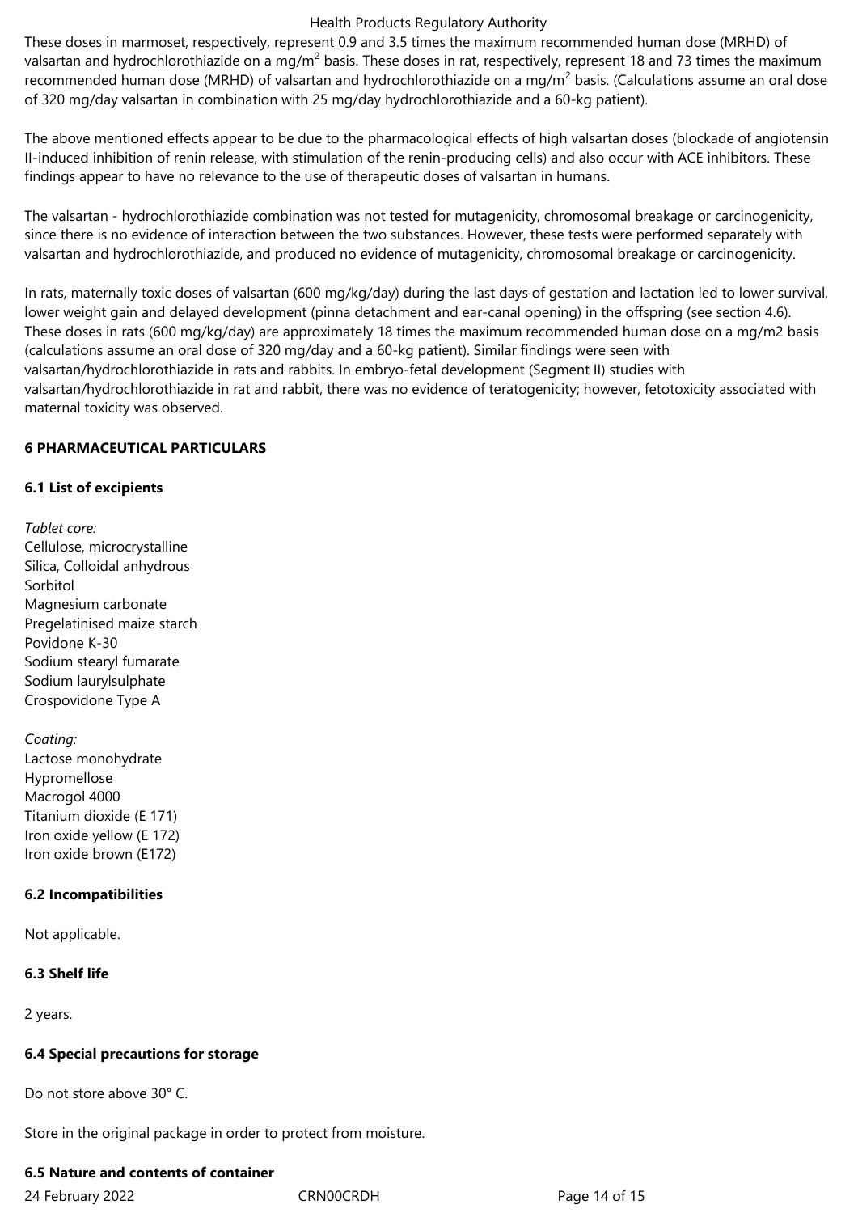These doses in marmoset, respectively, represent 0.9 and 3.5 times the maximum recommended human dose (MRHD) of valsartan and hydrochlorothiazide on a mg/$m^2$ basis. These doses in rat, respectively, represent 18 and 73 times the maximum recommended human dose (MRHD) of valsartan and hydrochlorothiazide on a mg/$m^2$ basis. (Calculations assume an oral dose of 320 mg/day valsartan in combination with 25 mg/day hydrochlorothiazide and a 60-kg patient).

The above mentioned effects appear to be due to the pharmacological effects of high valsartan doses (blockade of angiotensin II-induced inhibition of renin release, with stimulation of the renin-producing cells) and also occur with ACE inhibitors. These findings appear to have no relevance to the use of therapeutic doses of valsartan in humans.

The valsartan - hydrochlorothiazide combination was not tested for mutagenicity, chromosomal breakage or carcinogenicity, since there is no evidence of interaction between the two substances. However, these tests were performed separately with valsartan and hydrochlorothiazide, and produced no evidence of mutagenicity, chromosomal breakage or carcinogenicity.

In rats, maternally toxic doses of valsartan (600 mg/kg/day) during the last days of gestation and lactation led to lower survival, lower weight gain and delayed development (pinna detachment and ear-canal opening) in the offspring (see section 4.6). These doses in rats (600 mg/kg/day) are approximately 18 times the maximum recommended human dose on a mg/m2 basis (calculations assume an oral dose of 320 mg/day and a 60-kg patient). Similar findings were seen with valsartan/hydrochlorothiazide in rats and rabbits. In embryo-fetal development (Segment II) studies with valsartan/hydrochlorothiazide in rat and rabbit, there was no evidence of teratogenicity; however, fetotoxicity associated with maternal toxicity was observed.

## 6 PHARMACEUTICAL PARTICULARS

### 6.1 List of excipients

*Tablet core:*
Cellulose, microcrystalline
Silica, Colloidal anhydrous
Sorbitol
Magnesium carbonate
Pregelatinised maize starch
Povidone K-30
Sodium stearyl fumarate
Sodium laurylsulphate
Crospovidone Type A

*Coating:*
Lactose monohydrate
Hypromellose
Macrogol 4000
Titanium dioxide (E 171)
Iron oxide yellow (E 172)
Iron oxide brown (E172)

### 6.2 Incompatibilities

Not applicable.

### 6.3 Shelf life

2 years.

### 6.4 Special precautions for storage

Do not store above 30° C.

Store in the original package in order to protect from moisture.

### 6.5 Nature and contents of container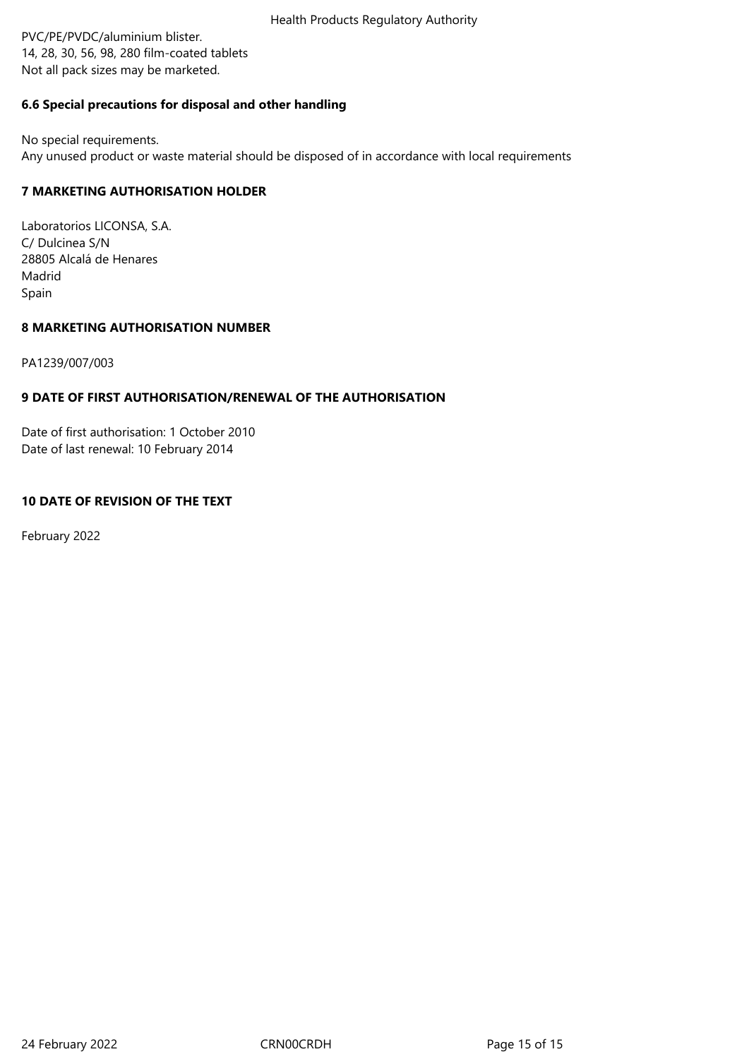PVC/PE/PVDC/aluminium blister.
14, 28, 30, 56, 98, 280 film-coated tablets
Not all pack sizes may be marketed.

### 6.6 Special precautions for disposal and other handling

No special requirements.
Any unused product or waste material should be disposed of in accordance with local requirements

## 7 MARKETING AUTHORISATION HOLDER

Laboratorios LICONSA, S.A.
C/ Dulcinea S/N
28805 Alcalá de Henares
Madrid
Spain

## 8 MARKETING AUTHORISATION NUMBER

PA1239/007/003

## 9 DATE OF FIRST AUTHORISATION/RENEWAL OF THE AUTHORISATION

Date of first authorisation: 1 October 2010
Date of last renewal: 10 February 2014

## 10 DATE OF REVISION OF THE TEXT

February 2022